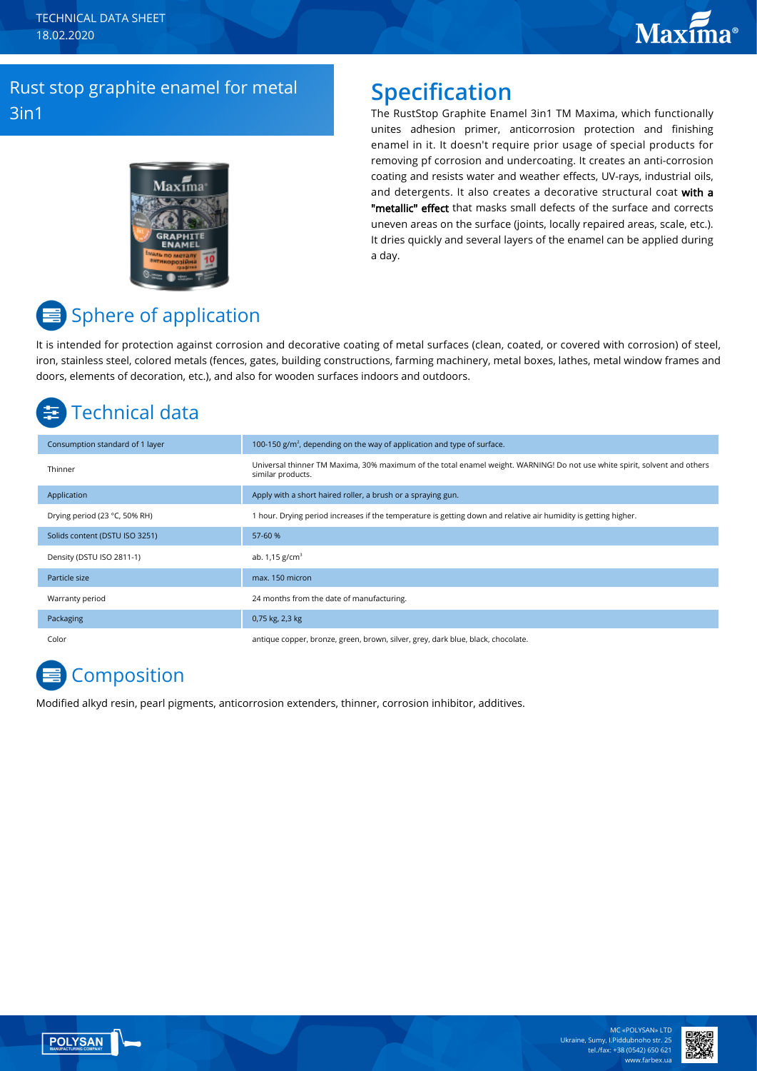TECHNICAL DATA SHEET
18.02.2020

# Rust stop graphite enamel for metal 3in1

## Specification

The RustStop Graphite Enamel 3in1 TM Maxima, which functionally unites adhesion primer, anticorrosion protection and finishing enamel in it. It doesn't require prior usage of special products for removing pf corrosion and undercoating. It creates an anti-corrosion coating and resists water and weather effects, UV-rays, industrial oils, and detergents. It also creates a decorative structural coat **with a "metallic" effect** that masks small defects of the surface and corrects uneven areas on the surface (joints, locally repaired areas, scale, etc.). It dries quickly and several layers of the enamel can be applied during a day.

## Sphere of application

It is intended for protection against corrosion and decorative coating of metal surfaces (clean, coated, or covered with corrosion) of steel, iron, stainless steel, colored metals (fences, gates, building constructions, farming machinery, metal boxes, lathes, metal window frames and doors, elements of decoration, etc.), and also for wooden surfaces indoors and outdoors.

## Technical data

| | |
|---|---|
| Consumption standard of 1 layer | 100-150 g/m², depending on the way of application and type of surface. |
| Thinner | Universal thinner TM Maxima, 30% maximum of the total enamel weight. WARNING! Do not use white spirit, solvent and others similar products. |
| Application | Apply with a short haired roller, a brush or a spraying gun. |
| Drying period (23 °C, 50% RH) | 1 hour. Drying period increases if the temperature is getting down and relative air humidity is getting higher. |
| Solids content (DSTU ISO 3251) | 57-60 % |
| Density (DSTU ISO 2811-1) | ab. 1,15 g/cm³ |
| Particle size | max. 150 micron |
| Warranty period | 24 months from the date of manufacturing. |
| Packaging | 0,75 kg, 2,3 kg |
| Color | antique copper, bronze, green, brown, silver, grey, dark blue, black, chocolate. |

## Composition

Modified alkyd resin, pearl pigments, anticorrosion extenders, thinner, corrosion inhibitor, additives.

MC «POLYSAN» LTD
Ukraine, Sumy, I.Piddubnoho str. 25
tel./fax: +38 (0542) 650 621
www.farbex.ua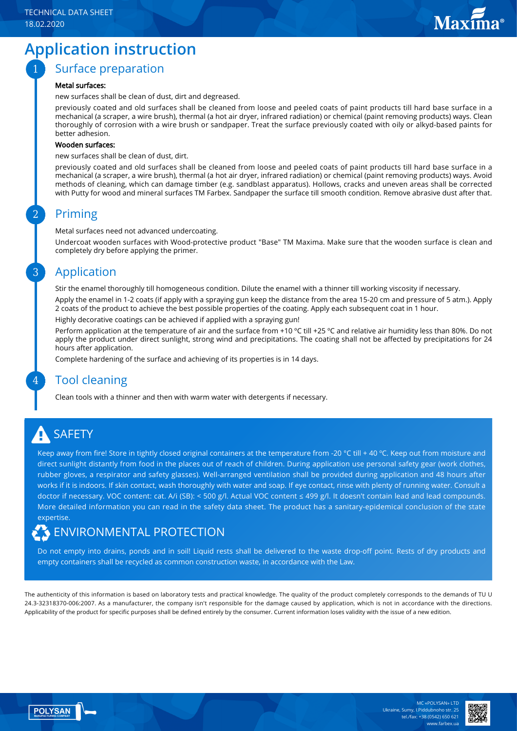# Application instruction

## 1 Surface preparation

**Metal surfaces:**

new surfaces shall be clean of dust, dirt and degreased.

previously coated and old surfaces shall be cleaned from loose and peeled coats of paint products till hard base surface in a mechanical (a scraper, a wire brush), thermal (a hot air dryer, infrared radiation) or chemical (paint removing products) ways. Clean thoroughly of corrosion with a wire brush or sandpaper. Treat the surface previously coated with oily or alkyd-based paints for better adhesion.

**Wooden surfaces:**

new surfaces shall be clean of dust, dirt.

previously coated and old surfaces shall be cleaned from loose and peeled coats of paint products till hard base surface in a mechanical (a scraper, a wire brush), thermal (a hot air dryer, infrared radiation) or chemical (paint removing products) ways. Avoid methods of cleaning, which can damage timber (e.g. sandblast apparatus). Hollows, cracks and uneven areas shall be corrected with Putty for wood and mineral surfaces TM Farbex. Sandpaper the surface till smooth condition. Remove abrasive dust after that.

## 2 Priming

Metal surfaces need not advanced undercoating.

Undercoat wooden surfaces with Wood-protective product "Base" TM Maxima. Make sure that the wooden surface is clean and completely dry before applying the primer.

## 3 Application

Stir the enamel thoroughly till homogeneous condition. Dilute the enamel with a thinner till working viscosity if necessary.

Apply the enamel in 1-2 coats (if apply with a spraying gun keep the distance from the area 15-20 cm and pressure of 5 atm.). Apply 2 coats of the product to achieve the best possible properties of the coating. Apply each subsequent coat in 1 hour.

Highly decorative coatings can be achieved if applied with a spraying gun!

Perform application at the temperature of air and the surface from +10 ºC till +25 ºC and relative air humidity less than 80%. Do not apply the product under direct sunlight, strong wind and precipitations. The coating shall not be affected by precipitations for 24 hours after application.

Complete hardening of the surface and achieving of its properties is in 14 days.

## 4 Tool cleaning

Clean tools with a thinner and then with warm water with detergents if necessary.

## SAFETY

Keep away from fire! Store in tightly closed original containers at the temperature from -20 °C till + 40 ºC. Keep out from moisture and direct sunlight distantly from food in the places out of reach of children. During application use personal safety gear (work clothes, rubber gloves, a respirator and safety glasses). Well-arranged ventilation shall be provided during application and 48 hours after works if it is indoors. If skin contact, wash thoroughly with water and soap. If eye contact, rinse with plenty of running water. Consult a doctor if necessary. VOC content: cat. A/i (SB): < 500 g/l. Actual VOC content ≤ 499 g/l. It doesn't contain lead and lead compounds. More detailed information you can read in the safety data sheet. The product has a sanitary-epidemical conclusion of the state expertise.

## ENVIRONMENTAL PROTECTION

Do not empty into drains, ponds and in soil! Liquid rests shall be delivered to the waste drop-off point. Rests of dry products and empty containers shall be recycled as common construction waste, in accordance with the Law.

The authenticity of this information is based on laboratory tests and practical knowledge. The quality of the product completely corresponds to the demands of TU U 24.3-32318370-006:2007. As a manufacturer, the company isn't responsible for the damage caused by application, which is not in accordance with the directions. Applicability of the product for specific purposes shall be defined entirely by the consumer. Current information loses validity with the issue of a new edition.

MC «POLYSAN» LTD
Ukraine, Sumy, I.Piddubnoho str. 25
tel./fax: +38 (0542) 650 621
www.farbex.ua